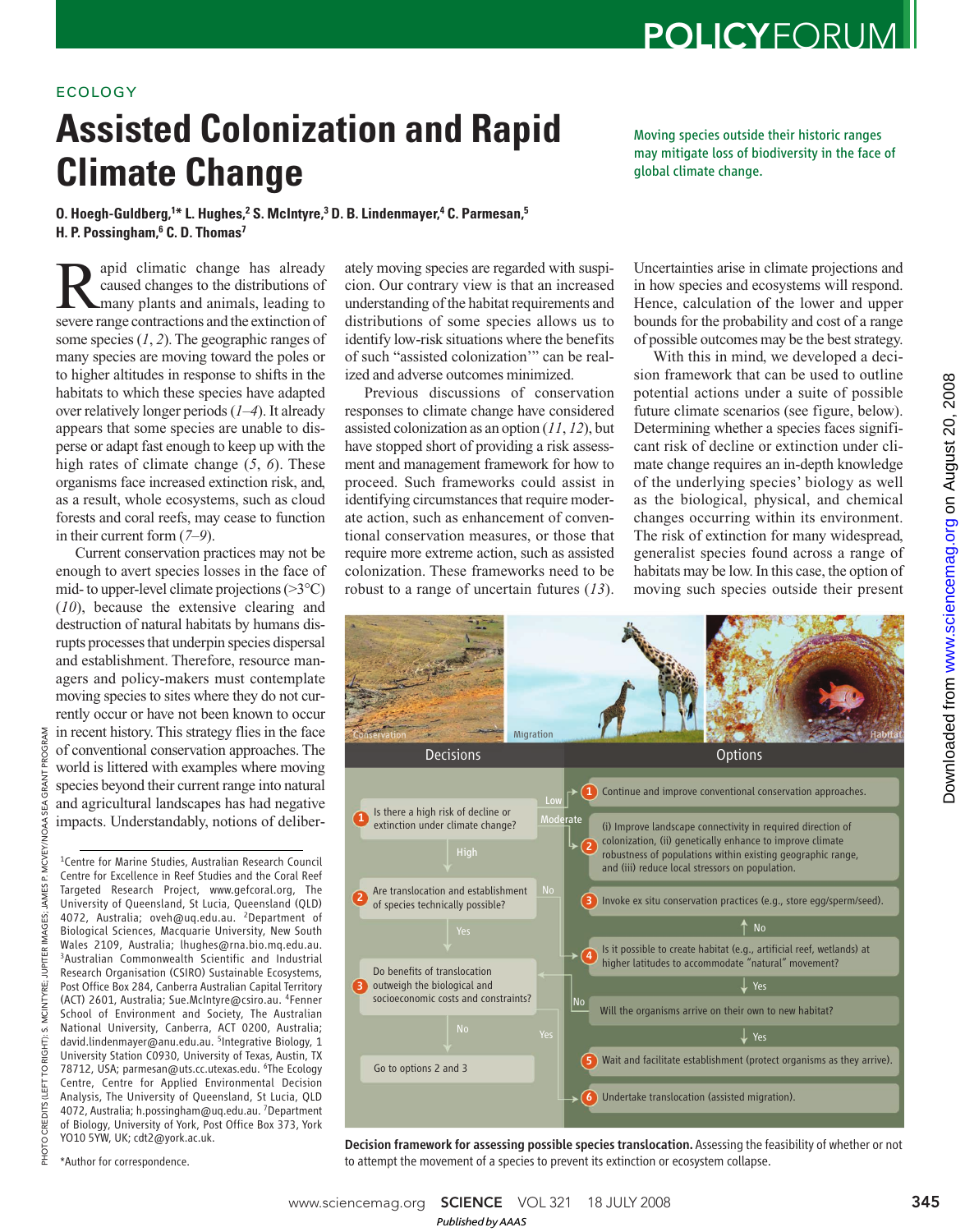ECOLOGY

# Assisted Colonization and Rapid Climate Change

Moving species outside their historic ranges may mitigate loss of biodiversity in the face of global climate change.

**O. Hoegh-Guldberg,[1]* L. Hughes,[2] S. McIntyre,[3] D. B. Lindenmayer,[4] C. Parmesan,[5] H. P. Possingham,[6] C. D. Thomas[7]**

Rapid climatic change has already caused changes to the distributions of many plants and animals, leading to severe range contractions and the extinction of some species (*1*, *2*). The geographic ranges of many species are moving toward the poles or to higher altitudes in response to shifts in the habitats to which these species have adapted over relatively longer periods (*1*–*4*). It already appears that some species are unable to disperse or adapt fast enough to keep up with the high rates of climate change (*5*, *6*). These organisms face increased extinction risk, and, as a result, whole ecosystems, such as cloud forests and coral reefs, may cease to function in their current form (*7*–*9*).

Current conservation practices may not be enough to avert species losses in the face of mid- to upper-level climate projections (>3°C) (*10*), because the extensive clearing and destruction of natural habitats by humans disrupts processes that underpin species dispersal and establishment. Therefore, resource managers and policy-makers must contemplate moving species to sites where they do not currently occur or have not been known to occur in recent history. This strategy flies in the face of conventional conservation approaches. The world is littered with examples where moving species beyond their current range into natural and agricultural landscapes has had negative impacts. Understandably, notions of deliberately moving species are regarded with suspicion. Our contrary view is that an increased understanding of the habitat requirements and distributions of some species allows us to identify low-risk situations where the benefits of such "assisted colonization" can be realized and adverse outcomes minimized.

Previous discussions of conservation responses to climate change have considered assisted colonization as an option (*11*, *12*), but have stopped short of providing a risk assessment and management framework for how to proceed. Such frameworks could assist in identifying circumstances that require moderate action, such as enhancement of conventional conservation measures, or those that require more extreme action, such as assisted colonization. These frameworks need to be robust to a range of uncertain futures (*13*). Uncertainties arise in climate projections and in how species and ecosystems will respond. Hence, calculation of the lower and upper bounds for the probability and cost of a range of possible outcomes may be the best strategy.

With this in mind, we developed a decision framework that can be used to outline potential actions under a suite of possible future climate scenarios (see figure, below). Determining whether a species faces significant risk of decline or extinction under climate change requires an in-depth knowledge of the underlying species' biology as well as the biological, physical, and chemical changes occurring within its environment. The risk of extinction for many widespread, generalist species found across a range of habitats may be low. In this case, the option of moving such species outside their present

Conservation
Migration
Habitat

Decisions
Options

1 Is there a high risk of decline or extinction under climate change?
Low
Moderate
High
1 Continue and improve conventional conservation approaches.
2 (i) Improve landscape connectivity in required direction of colonization, (ii) genetically enhance to improve climate robustness of populations within existing geographic range, and (iii) reduce local stressors on population.
2 Are translocation and establishment of species technically possible?
No
Yes
3 Invoke ex situ conservation practices (e.g., store egg/sperm/seed).
No
4 Is it possible to create habitat (e.g., artificial reef, wetlands) at higher latitudes to accommodate "natural" movement?
Yes
3 Do benefits of translocation outweigh the biological and socioeconomic costs and constraints?
No
Will the organisms arrive on their own to new habitat?
Yes
No
Yes
Go to options 2 and 3
5 Wait and facilitate establishment (protect organisms as they arrive).
6 Undertake translocation (assisted migration).

**Decision framework for assessing possible species translocation.** Assessing the feasibility of whether or not to attempt the movement of a species to prevent its extinction or ecosystem collapse.

PHOTO CREDITS (LEFT TO RIGHT): S. MCINTYRE; JUPITER IMAGES; JAMES P. MCVEY/NOAA SEA GRANT PROGRAM

[1]Centre for Marine Studies, Australian Research Council Centre for Excellence in Reef Studies and the Coral Reef Targeted Research Project, www.gefcoral.org, The University of Queensland, St Lucia, Queensland (QLD) 4072, Australia; oveh@uq.edu.au. [2]Department of Biological Sciences, Macquarie University, New South Wales 2109, Australia; lhughes@rna.bio.mq.edu.au. [3]Australian Commonwealth Scientific and Industrial Research Organisation (CSIRO) Sustainable Ecosystems, Post Office Box 284, Canberra Australian Capital Territory (ACT) 2601, Australia; Sue.McIntyre@csiro.au. [4]Fenner School of Environment and Society, The Australian National University, Canberra, ACT 0200, Australia; david.lindenmayer@anu.edu.au. [5]Integrative Biology, 1 University Station C0930, University of Texas, Austin, TX 78712, USA; parmesan@uts.cc.utexas.edu. [6]The Ecology Centre, Centre for Applied Environmental Decision Analysis, The University of Queensland, St Lucia, QLD 4072, Australia; h.possingham@uq.edu.au. [7]Department of Biology, University of York, Post Office Box 373, York YO10 5YW, UK; cdt2@york.ac.uk.

*Author for correspondence.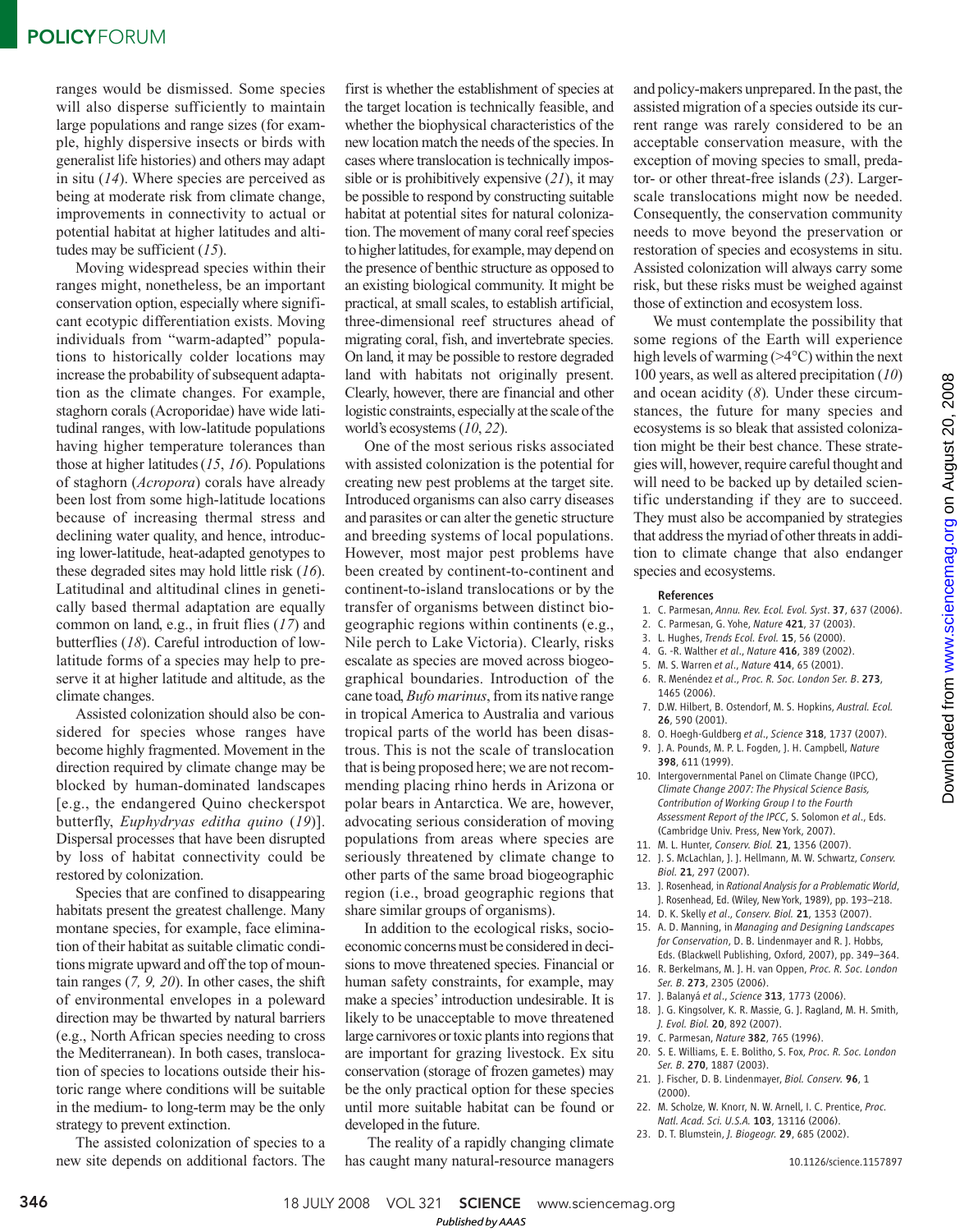ranges would be dismissed. Some species will also disperse sufficiently to maintain large populations and range sizes (for example, highly dispersive insects or birds with generalist life histories) and others may adapt in situ (*14*). Where species are perceived as being at moderate risk from climate change, improvements in connectivity to actual or potential habitat at higher latitudes and altitudes may be sufficient (*15*).

Moving widespread species within their ranges might, nonetheless, be an important conservation option, especially where significant ecotypic differentiation exists. Moving individuals from "warm-adapted" populations to historically colder locations may increase the probability of subsequent adaptation as the climate changes. For example, staghorn corals (Acroporidae) have wide latitudinal ranges, with low-latitude populations having higher temperature tolerances than those at higher latitudes (*15*, *16*). Populations of staghorn (*Acropora*) corals have already been lost from some high-latitude locations because of increasing thermal stress and declining water quality, and hence, introducing lower-latitude, heat-adapted genotypes to these degraded sites may hold little risk (*16*). Latitudinal and altitudinal clines in genetically based thermal adaptation are equally common on land, e.g., in fruit flies (*17*) and butterflies (*18*). Careful introduction of low-latitude forms of a species may help to preserve it at higher latitude and altitude, as the climate changes.

Assisted colonization should also be considered for species whose ranges have become highly fragmented. Movement in the direction required by climate change may be blocked by human-dominated landscapes [e.g., the endangered Quino checkerspot butterfly, *Euphydryas editha quino* (*19*)]. Dispersal processes that have been disrupted by loss of habitat connectivity could be restored by colonization.

Species that are confined to disappearing habitats present the greatest challenge. Many montane species, for example, face elimination of their habitat as suitable climatic conditions migrate upward and off the top of mountain ranges (*7, 9, 20*). In other cases, the shift of environmental envelopes in a poleward direction may be thwarted by natural barriers (e.g., North African species needing to cross the Mediterranean). In both cases, translocation of species to locations outside their historic range where conditions will be suitable in the medium- to long-term may be the only strategy to prevent extinction.

The assisted colonization of species to a new site depends on additional factors. The first is whether the establishment of species at the target location is technically feasible, and whether the biophysical characteristics of the new location match the needs of the species. In cases where translocation is technically impossible or is prohibitively expensive (*21*), it may be possible to respond by constructing suitable habitat at potential sites for natural colonization. The movement of many coral reef species to higher latitudes, for example, may depend on the presence of benthic structure as opposed to an existing biological community. It might be practical, at small scales, to establish artificial, three-dimensional reef structures ahead of migrating coral, fish, and invertebrate species. On land, it may be possible to restore degraded land with habitats not originally present. Clearly, however, there are financial and other logistic constraints, especially at the scale of the world's ecosystems (*10*, *22*).

One of the most serious risks associated with assisted colonization is the potential for creating new pest problems at the target site. Introduced organisms can also carry diseases and parasites or can alter the genetic structure and breeding systems of local populations. However, most major pest problems have been created by continent-to-continent and continent-to-island translocations or by the transfer of organisms between distinct biogeographic regions within continents (e.g., Nile perch to Lake Victoria). Clearly, risks escalate as species are moved across biogeographical boundaries. Introduction of the cane toad, *Bufo marinus*, from its native range in tropical America to Australia and various tropical parts of the world has been disastrous. This is not the scale of translocation that is being proposed here; we are not recommending placing rhino herds in Arizona or polar bears in Antarctica. We are, however, advocating serious consideration of moving populations from areas where species are seriously threatened by climate change to other parts of the same broad biogeographic region (i.e., broad geographic regions that share similar groups of organisms).

In addition to the ecological risks, socioeconomic concerns must be considered in decisions to move threatened species. Financial or human safety constraints, for example, may make a species' introduction undesirable. It is likely to be unacceptable to move threatened large carnivores or toxic plants into regions that are important for grazing livestock. Ex situ conservation (storage of frozen gametes) may be the only practical option for these species until more suitable habitat can be found or developed in the future.

The reality of a rapidly changing climate has caught many natural-resource managers and policy-makers unprepared. In the past, the assisted migration of a species outside its current range was rarely considered to be an acceptable conservation measure, with the exception of moving species to small, predator- or other threat-free islands (*23*). Larger-scale translocations might now be needed. Consequently, the conservation community needs to move beyond the preservation or restoration of species and ecosystems in situ. Assisted colonization will always carry some risk, but these risks must be weighed against those of extinction and ecosystem loss.

We must contemplate the possibility that some regions of the Earth will experience high levels of warming (>4°C) within the next 100 years, as well as altered precipitation (*10*) and ocean acidity (*8*). Under these circumstances, the future for many species and ecosystems is so bleak that assisted colonization might be their best chance. These strategies will, however, require careful thought and will need to be backed up by detailed scientific understanding if they are to succeed. They must also be accompanied by strategies that address the myriad of other threats in addition to climate change that also endanger species and ecosystems.

### References

1. C. Parmesan, *Annu. Rev. Ecol. Evol. Syst*. **37**, 637 (2006).
2. C. Parmesan, G. Yohe, *Nature* **421**, 37 (2003).
3. L. Hughes, *Trends Ecol. Evol.* **15**, 56 (2000).
4. G. -R. Walther *et al*., *Nature* **416**, 389 (2002).
5. M. S. Warren *et al*., *Nature* **414**, 65 (2001).
6. R. Menéndez *et al*., *Proc. R. Soc. London Ser. B*. **273**, 1465 (2006).
7. D.W. Hilbert, B. Ostendorf, M. S. Hopkins, *Austral. Ecol.* **26**, 590 (2001).
8. O. Hoegh-Guldberg *et al*., *Science* **318**, 1737 (2007).
9. J. A. Pounds, M. P. L. Fogden, J. H. Campbell, *Nature* **398**, 611 (1999).
10. Intergovernmental Panel on Climate Change (IPCC), *Climate Change 2007: The Physical Science Basis, Contribution of Working Group I to the Fourth Assessment Report of the IPCC*, S. Solomon *et al*., Eds. (Cambridge Univ. Press, New York, 2007).
11. M. L. Hunter, *Conserv. Biol.* **21**, 1356 (2007).
12. J. S. McLachlan, J. J. Hellmann, M. W. Schwartz, *Conserv. Biol.* **21**, 297 (2007).
13. J. Rosenhead, in *Rational Analysis for a Problematic World*, J. Rosenhead, Ed. (Wiley, New York, 1989), pp. 193–218.
14. D. K. Skelly *et al*., *Conserv. Biol.* **21**, 1353 (2007).
15. A. D. Manning, in *Managing and Designing Landscapes for Conservation*, D. B. Lindenmayer and R. J. Hobbs, Eds. (Blackwell Publishing, Oxford, 2007), pp. 349–364.
16. R. Berkelmans, M. J. H. van Oppen, *Proc. R. Soc. London Ser. B*. **273**, 2305 (2006).
17. J. Balanyá *et al*., *Science* **313**, 1773 (2006).
18. J. G. Kingsolver, K. R. Massie, G. J. Ragland, M. H. Smith, *J. Evol. Biol.* **20**, 892 (2007).
19. C. Parmesan, *Nature* **382**, 765 (1996).
20. S. E. Williams, E. E. Bolitho, S. Fox, *Proc. R. Soc. London Ser. B*. **270**, 1887 (2003).
21. J. Fischer, D. B. Lindenmayer, *Biol. Conserv.* **96**, 1 (2000).
22. M. Scholze, W. Knorr, N. W. Arnell, I. C. Prentice, *Proc. Natl. Acad. Sci. U.S.A.* **103**, 13116 (2006).
23. D. T. Blumstein, *J. Biogeogr.* **29**, 685 (2002).

10.1126/science.1157897